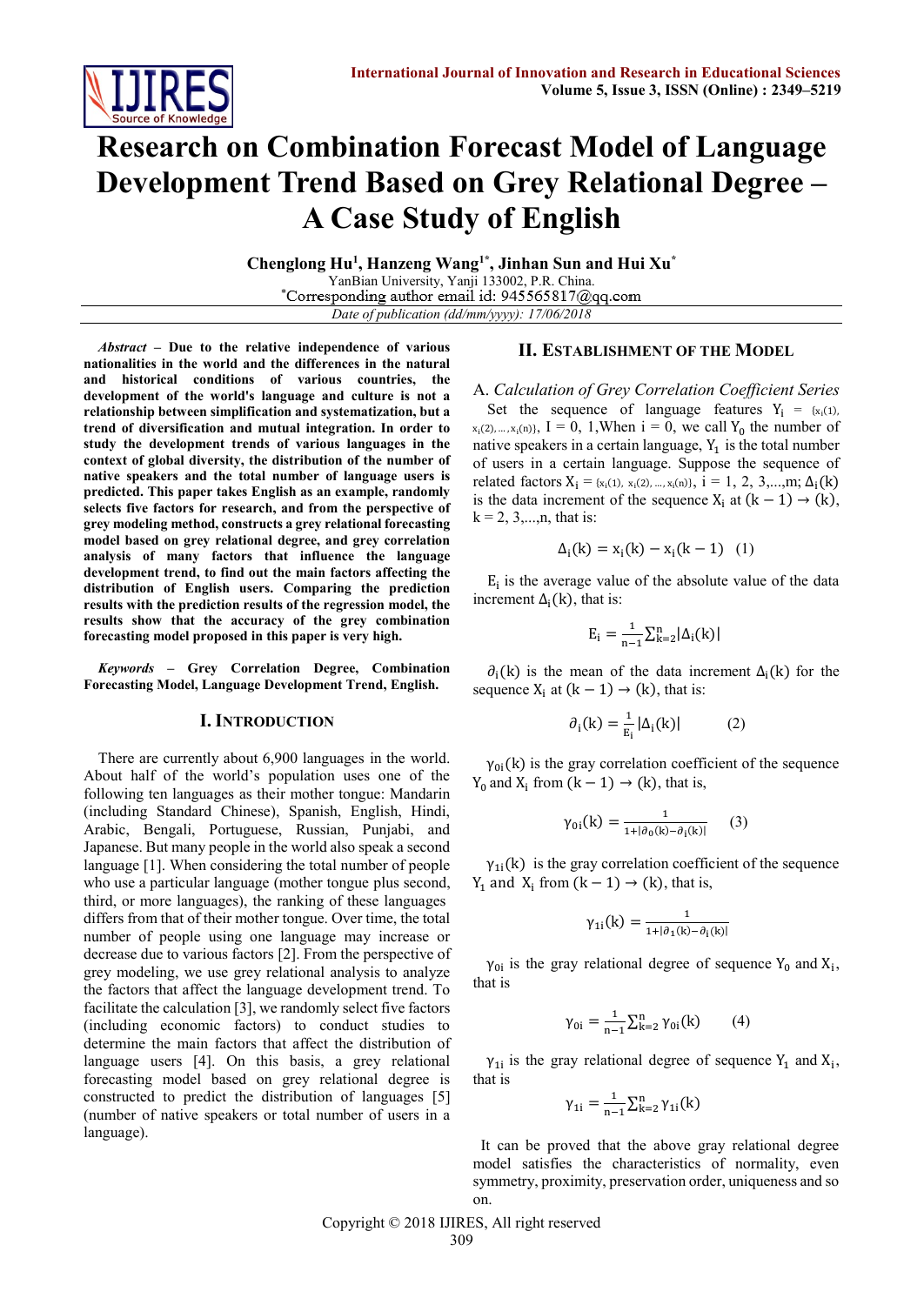# Research on Combination Forecast Model of Language Development Trend Based on Grey Relational Degree – A Case Study of English

**Chenglong Hu[1], Hanzeng Wang[1*], Jinhan Sun and Hui Xu[*]**

YanBian University, Yanji 133002, P.R. China.

[*]Corresponding author email id: 945565817@qq.com

*Date of publication (dd/mm/yyyy): 17/06/2018*

***Abstract*** **– Due to the relative independence of various nationalities in the world and the differences in the natural and historical conditions of various countries, the development of the world's language and culture is not a relationship between simplification and systematization, but a trend of diversification and mutual integration. In order to study the development trends of various languages in the context of global diversity, the distribution of the number of native speakers and the total number of language users is predicted. This paper takes English as an example, randomly selects five factors for research, and from the perspective of grey modeling method, constructs a grey relational forecasting model based on grey relational degree, and grey correlation analysis of many factors that influence the language development trend, to find out the main factors affecting the distribution of English users. Comparing the prediction results with the prediction results of the regression model, the results show that the accuracy of the grey combination forecasting model proposed in this paper is very high.**

***Keywords*** **– Grey Correlation Degree, Combination Forecasting Model, Language Development Trend, English.**

## I. Introduction

There are currently about 6,900 languages in the world. About half of the world's population uses one of the following ten languages as their mother tongue: Mandarin (including Standard Chinese), Spanish, English, Hindi, Arabic, Bengali, Portuguese, Russian, Punjabi, and Japanese. But many people in the world also speak a second language [1]. When considering the total number of people who use a particular language (mother tongue plus second, third, or more languages), the ranking of these languages differs from that of their mother tongue. Over time, the total number of people using one language may increase or decrease due to various factors [2]. From the perspective of grey modeling, we use grey relational analysis to analyze the factors that affect the language development trend. To facilitate the calculation [3], we randomly select five factors (including economic factors) to conduct studies to determine the main factors that affect the distribution of language users [4]. On this basis, a grey relational forecasting model based on grey relational degree is constructed to predict the distribution of languages [5] (number of native speakers or total number of users in a language).

## II. Establishment of the Model

### A. *Calculation of Grey Correlation Coefficient Series*

Set the sequence of language features $Y_i = \{x_i(1), x_i(2), \ldots, x_i(n)\}$, I = 0, 1,When i = 0, we call $Y_0$ the number of native speakers in a certain language, $Y_1$ is the total number of users in a certain language. Suppose the sequence of related factors $X_i = \{x_i(1), x_i(2), \ldots, x_i(n)\}$, i = 1, 2, 3,...,m; $\Delta_i(k)$ is the data increment of the sequence $X_i$ at $(k-1) \to (k)$, k = 2, 3,...,n, that is:

$$\Delta_i(k) = x_i(k) - x_i(k-1) \quad (1)$$

$E_i$ is the average value of the absolute value of the data increment $\Delta_i(k)$, that is:

$$E_i = \frac{1}{n-1}\sum_{k=2}^{n}|\Delta_i(k)|$$

$\partial_i(k)$ is the mean of the data increment $\Delta_i(k)$ for the sequence $X_i$ at $(k-1) \to (k)$, that is:

$$\partial_i(k) = \frac{1}{E_i}|\Delta_i(k)| \quad (2)$$

$\gamma_{0i}(k)$ is the gray correlation coefficient of the sequence $Y_0$ and $X_i$ from $(k-1) \to (k)$, that is,

$$\gamma_{0i}(k) = \frac{1}{1+|\partial_0(k)-\partial_i(k)|} \quad (3)$$

$\gamma_{1i}(k)$ is the gray correlation coefficient of the sequence $Y_1$ and $X_i$ from $(k-1) \to (k)$, that is,

$$\gamma_{1i}(k) = \frac{1}{1+|\partial_1(k)-\partial_i(k)|}$$

$\gamma_{0i}$ is the gray relational degree of sequence $Y_0$ and $X_i$, that is

$$\gamma_{0i} = \frac{1}{n-1}\sum_{k=2}^{n}\gamma_{0i}(k) \quad (4)$$

$\gamma_{1i}$ is the gray relational degree of sequence $Y_1$ and $X_i$, that is

$$\gamma_{1i} = \frac{1}{n-1}\sum_{k=2}^{n}\gamma_{1i}(k)$$

It can be proved that the above gray relational degree model satisfies the characteristics of normality, even symmetry, proximity, preservation order, uniqueness and so on.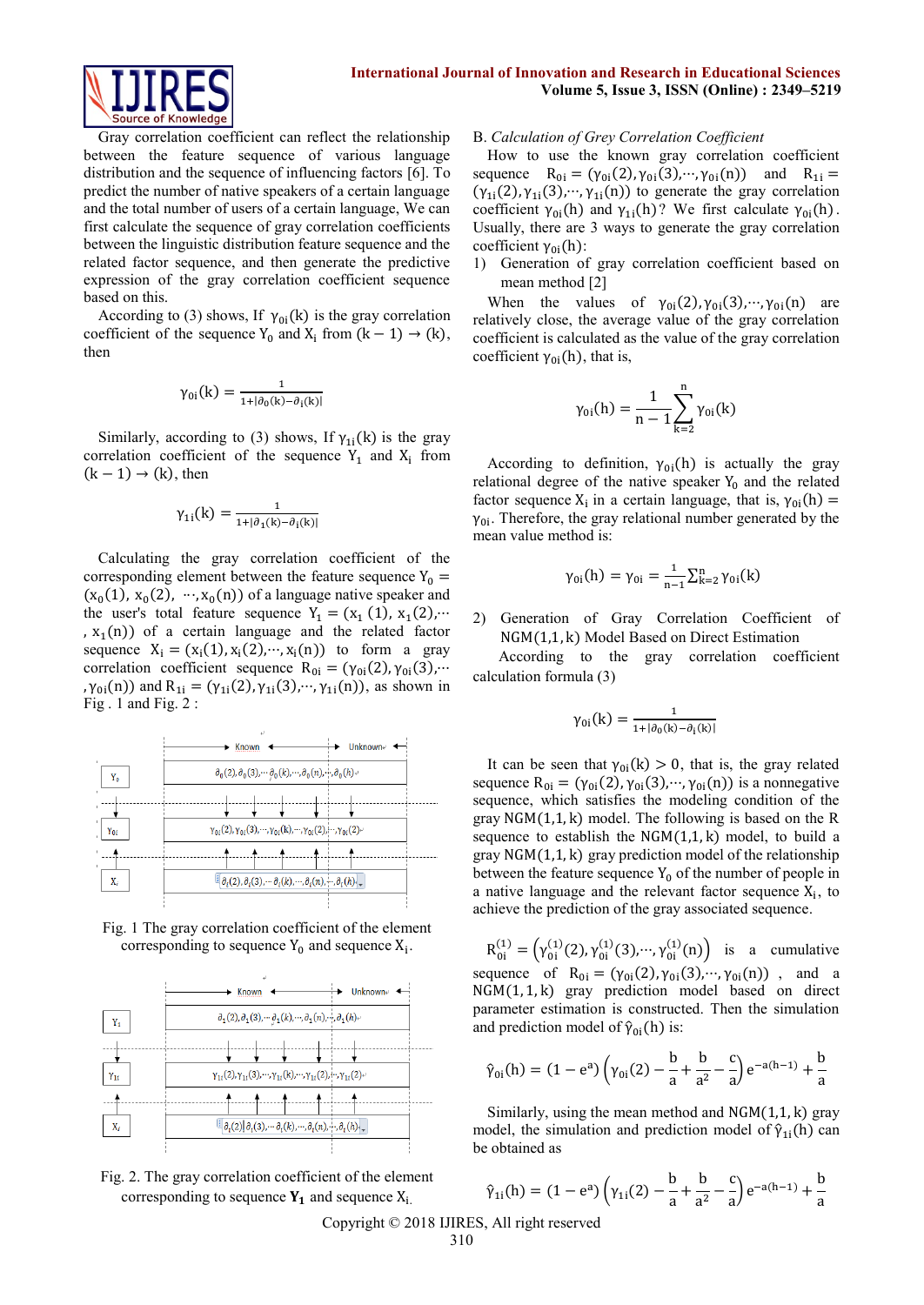Gray correlation coefficient can reflect the relationship between the feature sequence of various language distribution and the sequence of influencing factors [6]. To predict the number of native speakers of a certain language and the total number of users of a certain language, We can first calculate the sequence of gray correlation coefficients between the linguistic distribution feature sequence and the related factor sequence, and then generate the predictive expression of the gray correlation coefficient sequence based on this.

According to (3) shows, If $\gamma_{0i}(k)$ is the gray correlation coefficient of the sequence $Y_0$ and $X_i$ from $(k-1) \rightarrow (k)$, then

$$\gamma_{0i}(k) = \frac{1}{1+|\partial_0(k)-\partial_i(k)|}$$

Similarly, according to (3) shows, If $\gamma_{1i}(k)$ is the gray correlation coefficient of the sequence $Y_1$ and $X_i$ from $(k-1) \rightarrow (k)$, then

$$\gamma_{1i}(k) = \frac{1}{1+|\partial_1(k)-\partial_i(k)|}$$

Calculating the gray correlation coefficient of the corresponding element between the feature sequence $Y_0 = (x_0(1), x_0(2), \cdots, x_0(n))$ of a language native speaker and the user's total feature sequence $Y_1 = (x_1(1), x_1(2), \cdots, x_1(n))$ of a certain language and the related factor sequence $X_i = (x_i(1), x_i(2), \cdots, x_i(n))$ to form a gray correlation coefficient sequence $R_{0i} = (\gamma_{0i}(2), \gamma_{0i}(3), \cdots, \gamma_{0i}(n))$ and $R_{1i} = (\gamma_{1i}(2), \gamma_{1i}(3), \cdots, \gamma_{1i}(n))$, as shown in Fig . 1 and Fig. 2 :

Fig. 1 The gray correlation coefficient of the element corresponding to sequence $Y_0$ and sequence $X_i$.

Fig. 2. The gray correlation coefficient of the element corresponding to sequence $\mathbf{Y_1}$ and sequence $X_i$.

*B. Calculation of Grey Correlation Coefficient*

How to use the known gray correlation coefficient sequence $R_{0i} = (\gamma_{0i}(2), \gamma_{0i}(3), \cdots, \gamma_{0i}(n))$ and $R_{1i} = (\gamma_{1i}(2), \gamma_{1i}(3), \cdots, \gamma_{1i}(n))$ to generate the gray correlation coefficient $\gamma_{0i}(h)$ and $\gamma_{1i}(h)$? We first calculate $\gamma_{0i}(h)$. Usually, there are 3 ways to generate the gray correlation coefficient $\gamma_{0i}(h)$:

1) Generation of gray correlation coefficient based on mean method [2]

When the values of $\gamma_{0i}(2), \gamma_{0i}(3), \cdots, \gamma_{0i}(n)$ are relatively close, the average value of the gray correlation coefficient is calculated as the value of the gray correlation coefficient $\gamma_{0i}(h)$, that is,

$$\gamma_{0i}(h) = \frac{1}{n-1}\sum_{k=2}^{n}\gamma_{0i}(k)$$

According to definition, $\gamma_{0i}(h)$ is actually the gray relational degree of the native speaker $Y_0$ and the related factor sequence $X_i$ in a certain language, that is, $\gamma_{0i}(h) = \gamma_{0i}$. Therefore, the gray relational number generated by the mean value method is:

$$\gamma_{0i}(h) = \gamma_{0i} = \frac{1}{n-1}\sum_{k=2}^{n}\gamma_{0i}(k)$$

2) Generation of Gray Correlation Coefficient of $NGM(1,1,k)$ Model Based on Direct Estimation

According to the gray correlation coefficient calculation formula (3)

$$\gamma_{0i}(k) = \frac{1}{1+|\partial_0(k)-\partial_i(k)|}$$

It can be seen that $\gamma_{0i}(k) > 0$, that is, the gray related sequence $R_{0i} = (\gamma_{0i}(2), \gamma_{0i}(3), \cdots, \gamma_{0i}(n))$ is a nonnegative sequence, which satisfies the modeling condition of the gray $NGM(1,1,k)$ model. The following is based on the R sequence to establish the $NGM(1,1,k)$ model, to build a gray $NGM(1,1,k)$ gray prediction model of the relationship between the feature sequence $Y_0$ of the number of people in a native language and the relevant factor sequence $X_i$, to achieve the prediction of the gray associated sequence.

$R_{0i}^{(1)} = \left(\gamma_{0i}^{(1)}(2), \gamma_{0i}^{(1)}(3), \cdots, \gamma_{0i}^{(1)}(n)\right)$ is a cumulative sequence of $R_{0i} = (\gamma_{0i}(2), \gamma_{0i}(3), \cdots, \gamma_{0i}(n))$ , and a $NGM(1,1,k)$ gray prediction model based on direct parameter estimation is constructed. Then the simulation and prediction model of $\hat{\gamma}_{0i}(h)$ is:

$$\hat{\gamma}_{0i}(h) = (1-e^{a})\left(\gamma_{0i}(2) - \frac{b}{a} + \frac{b}{a^2} - \frac{c}{a}\right)e^{-a(h-1)} + \frac{b}{a}$$

Similarly, using the mean method and $NGM(1,1,k)$ gray model, the simulation and prediction model of $\hat{\gamma}_{1i}(h)$ can be obtained as

$$\hat{\gamma}_{1i}(h) = (1-e^{a})\left(\gamma_{1i}(2) - \frac{b}{a} + \frac{b}{a^2} - \frac{c}{a}\right)e^{-a(h-1)} + \frac{b}{a}$$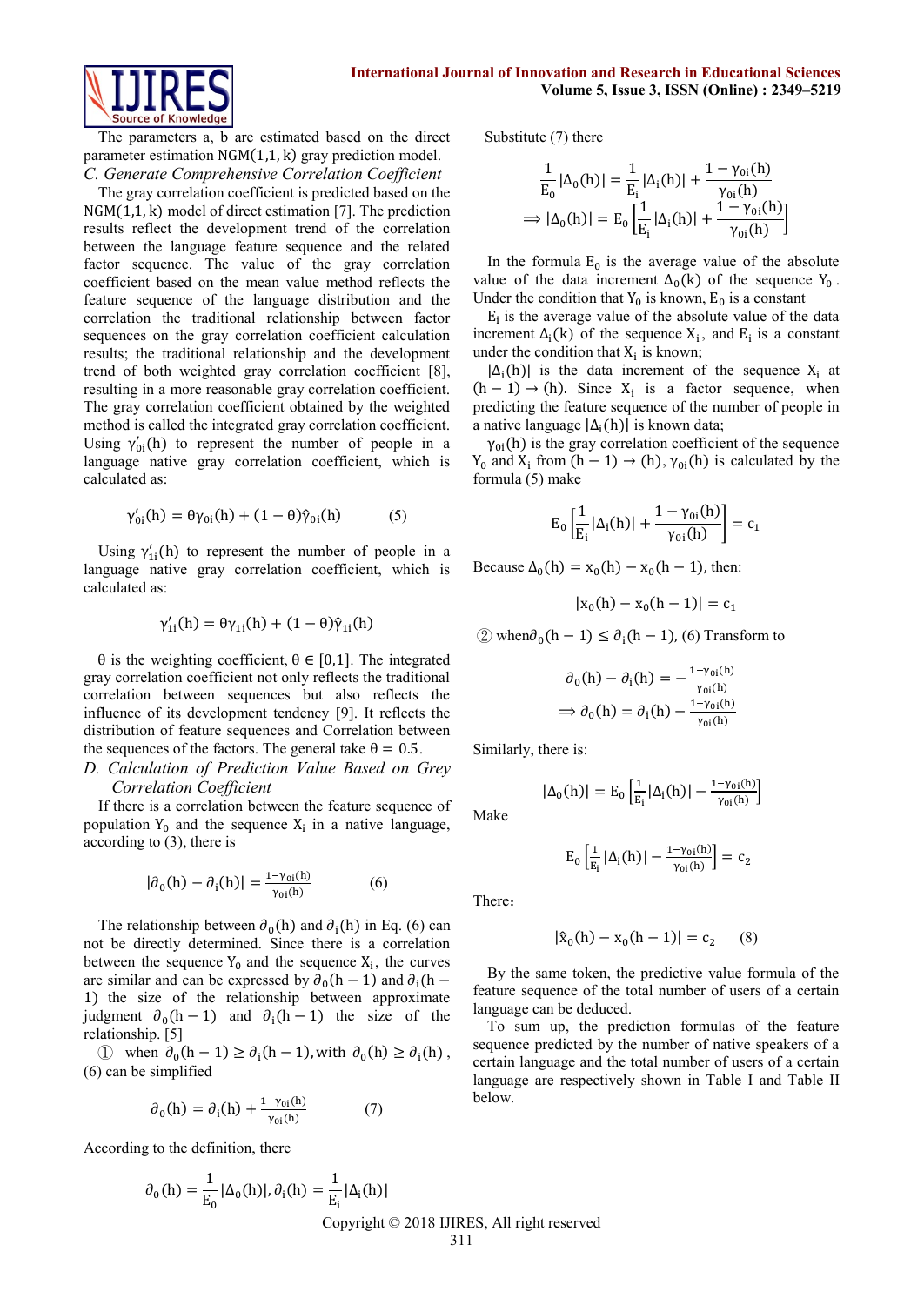The parameters a, b are estimated based on the direct parameter estimation $NGM(1,1,k)$ gray prediction model.

### C. Generate Comprehensive Correlation Coefficient

The gray correlation coefficient is predicted based on the $NGM(1,1,k)$ model of direct estimation [7]. The prediction results reflect the development trend of the correlation between the language feature sequence and the related factor sequence. The value of the gray correlation coefficient based on the mean value method reflects the feature sequence of the language distribution and the correlation the traditional relationship between factor sequences on the gray correlation coefficient calculation results; the traditional relationship and the development trend of both weighted gray correlation coefficient [8], resulting in a more reasonable gray correlation coefficient. The gray correlation coefficient obtained by the weighted method is called the integrated gray correlation coefficient. Using $\gamma'_{0i}(h)$ to represent the number of people in a language native gray correlation coefficient, which is calculated as:

$$\gamma'_{0i}(h) = \theta\gamma_{0i}(h) + (1-\theta)\hat{\gamma}_{0i}(h) \qquad (5)$$

Using $\gamma'_{1i}(h)$ to represent the number of people in a language native gray correlation coefficient, which is calculated as:

$$\gamma'_{1i}(h) = \theta\gamma_{1i}(h) + (1-\theta)\hat{\gamma}_{1i}(h)$$

$\theta$ is the weighting coefficient, $\theta \in [0,1]$. The integrated gray correlation coefficient not only reflects the traditional correlation between sequences but also reflects the influence of its development tendency [9]. It reflects the distribution of feature sequences and Correlation between the sequences of the factors. The general take $\theta = 0.5$.

### D. Calculation of Prediction Value Based on Grey Correlation Coefficient

If there is a correlation between the feature sequence of population $Y_0$ and the sequence $X_i$ in a native language, according to (3), there is

$$|\partial_0(h) - \partial_i(h)| = \frac{1-\gamma_{0i}(h)}{\gamma_{0i}(h)} \qquad (6)$$

The relationship between $\partial_0(h)$ and $\partial_i(h)$ in Eq. (6) can not be directly determined. Since there is a correlation between the sequence $Y_0$ and the sequence $X_i$, the curves are similar and can be expressed by $\partial_0(h-1)$ and $\partial_i(h-1)$ the size of the relationship between approximate judgment $\partial_0(h-1)$ and $\partial_i(h-1)$ the size of the relationship. [5]

① when $\partial_0(h-1) \geq \partial_i(h-1)$, with $\partial_0(h) \geq \partial_i(h)$, (6) can be simplified

$$\partial_0(h) = \partial_i(h) + \frac{1-\gamma_{0i}(h)}{\gamma_{0i}(h)} \qquad (7)$$

According to the definition, there

$$\partial_0(h) = \frac{1}{E_0}|\Delta_0(h)|, \partial_i(h) = \frac{1}{E_i}|\Delta_i(h)|$$

Substitute (7) there

$$\frac{1}{E_0}|\Delta_0(h)| = \frac{1}{E_i}|\Delta_i(h)| + \frac{1-\gamma_{0i}(h)}{\gamma_{0i}(h)}$$

$$\Rightarrow |\Delta_0(h)| = E_0\left[\frac{1}{E_i}|\Delta_i(h)| + \frac{1-\gamma_{0i}(h)}{\gamma_{0i}(h)}\right]$$

In the formula $E_0$ is the average value of the absolute value of the data increment $\Delta_0(k)$ of the sequence $Y_0$. Under the condition that $Y_0$ is known, $E_0$ is a constant

$E_i$ is the average value of the absolute value of the data increment $\Delta_i(k)$ of the sequence $X_i$, and $E_i$ is a constant under the condition that $X_i$ is known;

$|\Delta_i(h)|$ is the data increment of the sequence $X_i$ at $(h-1) \rightarrow (h)$. Since $X_i$ is a factor sequence, when predicting the feature sequence of the number of people in a native language $|\Delta_i(h)|$ is known data;

$\gamma_{0i}(h)$ is the gray correlation coefficient of the sequence $Y_0$ and $X_i$ from $(h-1) \rightarrow (h)$, $\gamma_{0i}(h)$ is calculated by the formula (5) make

$$E_0\left[\frac{1}{E_i}|\Delta_i(h)| + \frac{1-\gamma_{0i}(h)}{\gamma_{0i}(h)}\right] = c_1$$

Because $\Delta_0(h) = x_0(h) - x_0(h-1)$, then:

$$|x_0(h) - x_0(h-1)| = c_1$$

② when $\partial_0(h-1) \leq \partial_i(h-1)$, (6) Transform to

$$\partial_0(h) - \partial_i(h) = -\frac{1-\gamma_{0i}(h)}{\gamma_{0i}(h)}$$

$$\Rightarrow \partial_0(h) = \partial_i(h) - \frac{1-\gamma_{0i}(h)}{\gamma_{0i}(h)}$$

Similarly, there is:

$$|\Delta_0(h)| = E_0\left[\frac{1}{E_i}|\Delta_i(h)| - \frac{1-\gamma_{0i}(h)}{\gamma_{0i}(h)}\right]$$

Make

$$E_0\left[\frac{1}{E_i}|\Delta_i(h)| - \frac{1-\gamma_{0i}(h)}{\gamma_{0i}(h)}\right] = c_2$$

There：

$$|\hat{x}_0(h) - x_0(h-1)| = c_2 \qquad (8)$$

By the same token, the predictive value formula of the feature sequence of the total number of users of a certain language can be deduced.

To sum up, the prediction formulas of the feature sequence predicted by the number of native speakers of a certain language and the total number of users of a certain language are respectively shown in Table I and Table II below.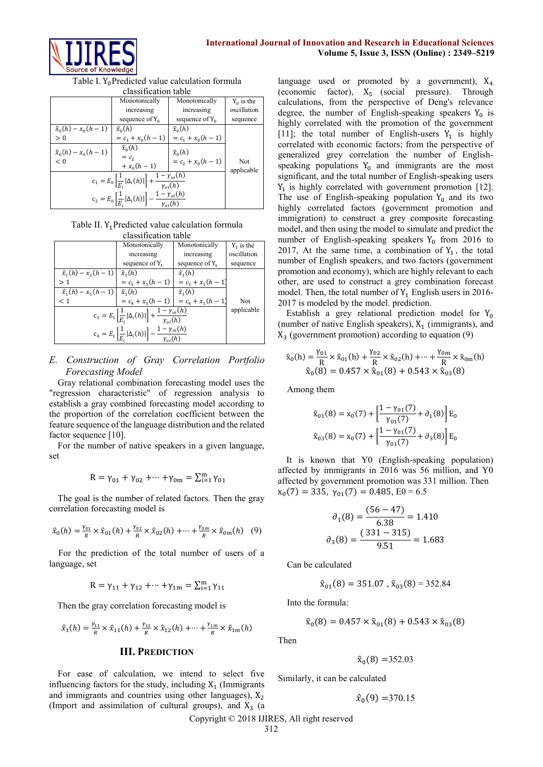Table I. $Y_0$ Predicted value calculation formula classification table

| | Monotonically increasing sequence of $Y_0$ | Monotonically increasing sequence of $Y_0$ | $Y_0$ is the oscillation sequence |
|---|---|---|---|
| $\hat{x}_0(h) - x_0(h-1) > 0$ | $\hat{x}_0(h) = c_1 + x_0(h-1)$ | $\hat{x}_0(h) = c_1 + x_0(h-1)$ | Not applicable |
| $\hat{x}_0(h) - x_0(h-1) < 0$ | $\hat{x}_0(h) = c_2 + x_0(h-1)$ | $\hat{x}_0(h) = c_2 + x_0(h-1)$ | |
| $c_1 = E_0\left[\frac{1}{E_i}\lvert\Delta_i(h)\rvert\right] + \frac{1-\gamma_{oi}(h)}{\gamma_{oi}(h)}$ $c_2 = E_0\left[\frac{1}{E_i}\lvert\Delta_i(h)\rvert\right] - \frac{1-\gamma_{oi}(h)}{\gamma_{oi}(h)}$ | | | |

Table II. $Y_1$ Predicted value calculation formula classification table

| | Monotonically increasing sequence of $Y_1$ | Monotonically increasing sequence of $Y_1$ | $Y_1$ is the oscillation sequence |
|---|---|---|---|
| $\hat{x}_1(h) - x_1(h-1) > 1$ | $\hat{x}_1(h) = c_3 + x_1(h-1)$ | $\hat{x}_1(h) = c_3 + x_1(h-1)$ | Not applicable |
| $\hat{x}_1(h) - x_1(h-1) < 1$ | $\hat{x}_1(h) = c_4 + x_1(h-1)$ | $\hat{x}_1(h) = c_4 + x_1(h-1)$ | |
| $c_3 = E_1\left[\frac{1}{E_i}\lvert\Delta_i(h)\rvert\right] + \frac{1-\gamma_{oi}(h)}{\gamma_{oi}(h)}$ $c_4 = E_1\left[\frac{1}{E_i}\lvert\Delta_i(h)\rvert\right] - \frac{1-\gamma_{oi}(h)}{\gamma_{oi}(h)}$ | | | |

### *E. Construction of Gray Correlation Portfolio Forecasting Model*

Gray relational combination forecasting model uses the "regression characteristic" of regression analysis to establish a gray combined forecasting model according to the proportion of the correlation coefficient between the feature sequence of the language distribution and the related factor sequence [10].

For the number of native speakers in a given language, set

$$R = \gamma_{01} + \gamma_{02} + \cdots + \gamma_{0m} = \sum_{i=1}^{m} \gamma_{01}$$

The goal is the number of related factors. Then the gray correlation forecasting model is

$$\hat{x}_0(h) = \frac{\gamma_{01}}{R} \times \hat{x}_{01}(h) + \frac{\gamma_{02}}{R} \times \hat{x}_{02}(h) + \cdots + \frac{\gamma_{0m}}{R} \times \hat{x}_{0m}(h) \quad (9)$$

For the prediction of the total number of users of a language, set

$$R = \gamma_{11} + \gamma_{12} + \cdots + \gamma_{1m} = \sum_{i=1}^{m} \gamma_{11}$$

Then the gray correlation forecasting model is

$$\hat{x}_1(h) = \frac{\gamma_{11}}{R} \times \hat{x}_{11}(h) + \frac{\gamma_{12}}{R} \times \hat{x}_{12}(h) + \cdots + \frac{\gamma_{1m}}{R} \times \hat{x}_{1m}(h)$$

## III. Prediction

For ease of calculation, we intend to select five influencing factors for the study, including $X_1$ (Immigrants and immigrants and countries using other languages), $X_2$ (Import and assimilation of cultural groups), and $X_3$ (a language used or promoted by a government), $X_4$ (economic factor), $X_5$ (social pressure). Through calculations, from the perspective of Deng's relevance degree, the number of English-speaking speakers $Y_0$ is highly correlated with the promotion of the government [11]; the total number of English-users $Y_1$ is highly correlated with economic factors; from the perspective of generalized grey correlation the number of English-speaking populations $Y_0$ and immigrants are the most significant, and the total number of English-speaking users $Y_1$ is highly correlated with government promotion [12]. The use of English-speaking population $Y_0$ and its two highly correlated factors (government promotion and immigration) to construct a grey composite forecasting model, and then using the model to simulate and predict the number of English-speaking speakers $Y_0$ from 2016 to 2017, At the same time, a combination of $Y_1$, the total number of English speakers, and two factors (government promotion and economy), which are highly relevant to each other, are used to construct a grey combination forecast model. Then, the total number of $Y_1$ English users in 2016-2017 is modeled by the model. prediction.

Establish a grey relational prediction model for $Y_0$ (number of native English speakers), $X_1$ (immigrants), and $X_3$ (government promotion) according to equation (9)

$$\hat{x}_0(h) = \frac{\gamma_{01}}{R} \times \hat{x}_{01}(h) + \frac{\gamma_{02}}{R} \times \hat{x}_{02}(h) + \cdots + \frac{\gamma_{0m}}{R} \times \hat{x}_{0m}(h)$$

$$\hat{x}_0(8) = 0.457 \times \hat{x}_{01}(8) + 0.543 \times \hat{x}_{03}(8)$$

Among them

$$\hat{x}_{01}(8) = x_0(7) + \left[\frac{1-\gamma_{01}(7)}{\gamma_{01}(7)} + \partial_1(8)\right] E_0$$

$$\hat{x}_{03}(8) = x_0(7) + \left[\frac{1-\gamma_{01}(7)}{\gamma_{01}(7)} + \partial_3(8)\right] E_0$$

It is known that Y0 (English-speaking population) affected by immigrants in 2016 was 56 million, and Y0 affected by government promotion was 331 million. Then $x_0(7) = 335$, $\gamma_{01}(7) = 0.485$, $E0 = 6.5$

$$\partial_1(8) = \frac{(56-47)}{6.38} = 1.410$$

$$\partial_3(8) = \frac{(331-315)}{9.51} = 1.683$$

Can be calculated

$$\hat{x}_{01}(8) = 351.07 \;,\; \hat{x}_{03}(8) = 352.84$$

Into the formula:

$$\hat{x}_0(8) = 0.457 \times \hat{x}_{01}(8) + 0.543 \times \hat{x}_{03}(8)$$

Then

$$\hat{x}_0(8) = 352.03$$

Similarly, it can be calculated

$$\hat{x}_0(9) = 370.15$$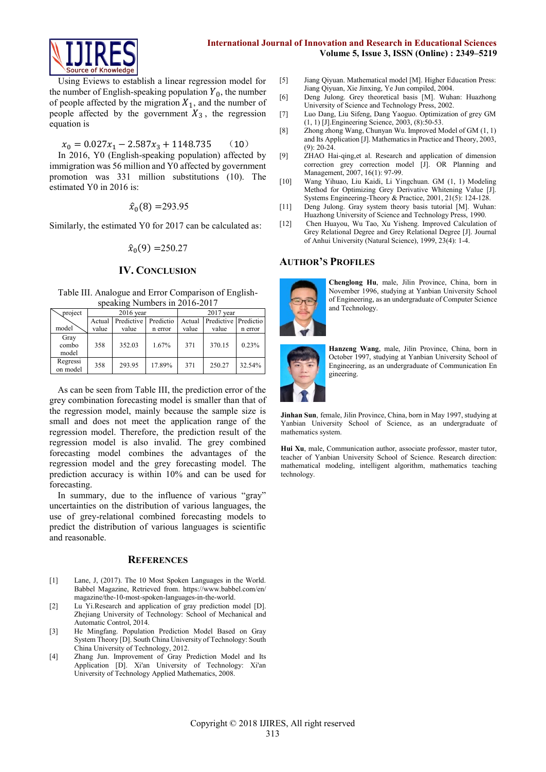Using Eviews to establish a linear regression model for the number of English-speaking population $Y_0$, the number of people affected by the migration $X_1$, and the number of people affected by the government $X_3$, the regression equation is

$$x_0 = 0.027x_1 - 2.587x_3 + 1148.735 \qquad (10)$$

In 2016, Y0 (English-speaking population) affected by immigration was 56 million and Y0 affected by government promotion was 331 million substitutions (10). The estimated Y0 in 2016 is:

$$\hat{x}_0(8) = 293.95$$

Similarly, the estimated Y0 for 2017 can be calculated as:

$$\hat{x}_0(9) = 250.27$$

## IV. Conclusion

Table III. Analogue and Error Comparison of English-speaking Numbers in 2016-2017

| project / model | 2016 year | | | 2017 year | | |
|---|---|---|---|---|---|---|
| | Actual value | Predictive value | Prediction error | Actual value | Predictive value | Prediction error |
| Gray combo model | 358 | 352.03 | 1.67% | 371 | 370.15 | 0.23% |
| Regression model | 358 | 293.95 | 17.89% | 371 | 250.27 | 32.54% |

As can be seen from Table III, the prediction error of the grey combination forecasting model is smaller than that of the regression model, mainly because the sample size is small and does not meet the application range of the regression model. Therefore, the prediction result of the regression model is also invalid. The grey combined forecasting model combines the advantages of the regression model and the grey forecasting model. The prediction accuracy is within 10% and can be used for forecasting.

In summary, due to the influence of various "gray" uncertainties on the distribution of various languages, the use of grey-relational combined forecasting models to predict the distribution of various languages is scientific and reasonable.

## References

[1] Lane, J, (2017). The 10 Most Spoken Languages in the World. Babbel Magazine, Retrieved from. https://www.babbel.com/en/magazine/the-10-most-spoken-languages-in-the-world.

[2] Lu Yi.Research and application of gray prediction model [D]. Zhejiang University of Technology: School of Mechanical and Automatic Control, 2014.

[3] He Mingfang. Population Prediction Model Based on Gray System Theory [D]. South China University of Technology: South China University of Technology, 2012.

[4] Zhang Jun. Improvement of Gray Prediction Model and Its Application [D]. Xi'an University of Technology: Xi'an University of Technology Applied Mathematics, 2008.

[5] Jiang Qiyuan. Mathematical model [M]. Higher Education Press: Jiang Qiyuan, Xie Jinxing, Ye Jun compiled, 2004.

[6] Deng Julong. Grey theoretical basis [M]. Wuhan: Huazhong University of Science and Technology Press, 2002.

[7] Luo Dang, Liu Sifeng, Dang Yaoguo. Optimization of grey GM (1, 1) [J].Engineering Science, 2003, (8):50-53.

[8] Zhong zhong Wang, Chunyan Wu. Improved Model of GM (1, 1) and Its Application [J]. Mathematics in Practice and Theory, 2003, (9): 20-24.

[9] ZHAO Hai-qing,et al. Research and application of dimension correction grey correction model [J]. OR Planning and Management, 2007, 16(1): 97-99.

[10] Wang Yihuao, Liu Kaidi, Li Yingchuan. GM (1, 1) Modeling Method for Optimizing Grey Derivative Whitening Value [J]. Systems Engineering-Theory & Practice, 2001, 21(5): 124-128.

[11] Deng Julong. Gray system theory basis tutorial [M]. Wuhan: Huazhong University of Science and Technology Press, 1990.

[12] Chen Huayou, Wu Tao, Xu Yisheng. Improved Calculation of Grey Relational Degree and Grey Relational Degree [J]. Journal of Anhui University (Natural Science), 1999, 23(4): 1-4.

## Author's Profiles

**Chenglong Hu**, male, Jilin Province, China, born in November 1996, studying at Yanbian University School of Engineering, as an undergraduate of Computer Science and Technology.

**Hanzeng Wang**, male, Jilin Province, China, born in October 1997, studying at Yanbian University School of Engineering, as an undergraduate of Communication En gineering.

**Jinhan Sun**, female, Jilin Province, China, born in May 1997, studying at Yanbian University School of Science, as an undergraduate of mathematics system.

**Hui Xu**, male, Communication author, associate professor, master tutor, teacher of Yanbian University School of Science. Research direction: mathematical modeling, intelligent algorithm, mathematics teaching technology.